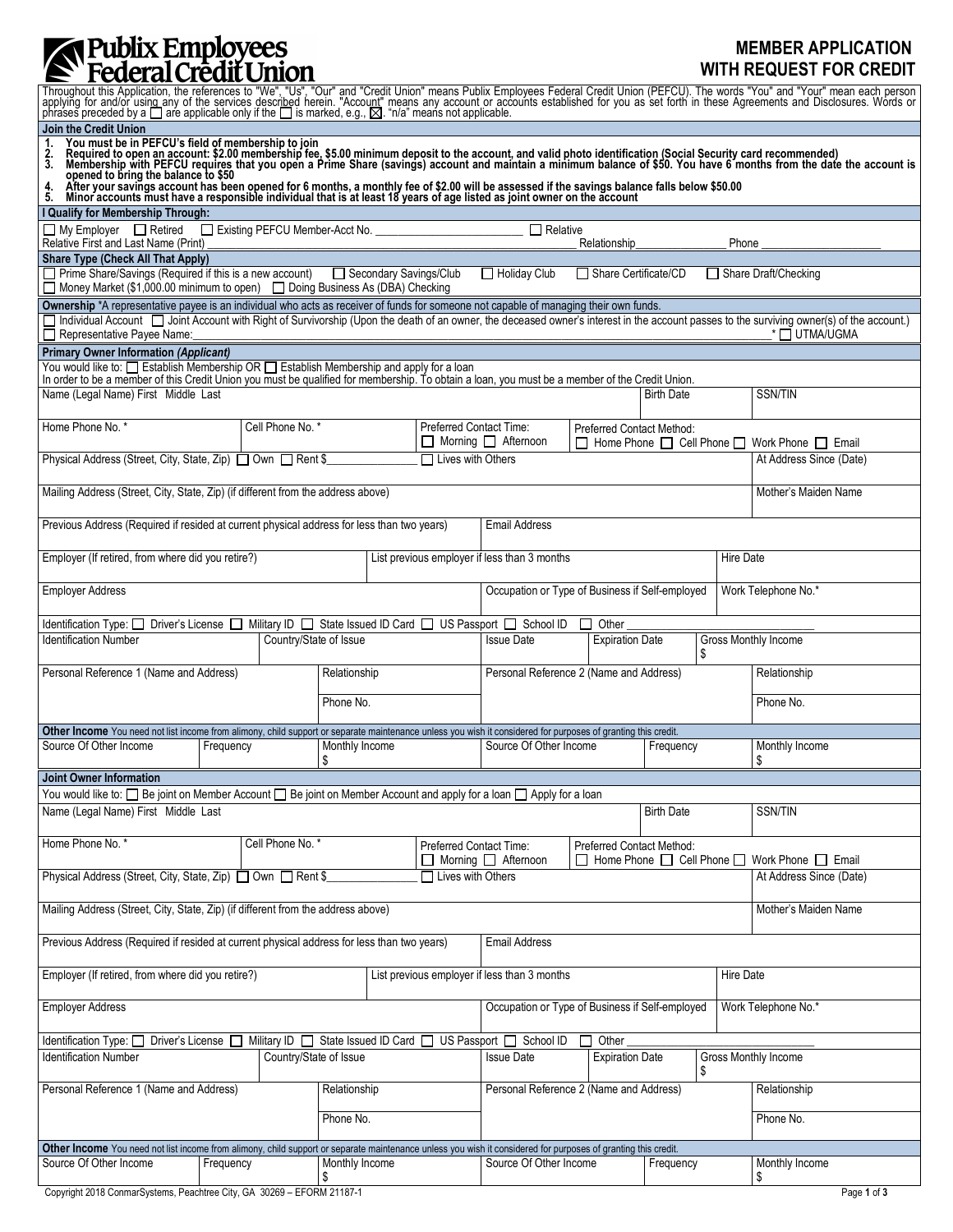# Publix Employees Federal Credit Union

## MEMBER APPLICATION WITH REQUEST FOR CREDIT

Throughout this Application, the references to "We", "Us", "Our" and "Credit Union" means Publix Employees Federal Credit Union (PEFCU). The words "You" and "Your" mean each person applying for and/or using any of the services described herein. "Account" means any account or accounts established for you as set forth in these Agreements and Disclosures. Words or phrases preceded by a ☐ are applicable only if the ☐ is marked, e.g., ☒. "n/a" means not applicable.

### Join the Credit Union

1. **You must be in PEFCU's field of membership to join**
2. **Required to open an account: $2.00 membership fee, $5.00 minimum deposit to the account, and valid photo identification (Social Security card recommended)**
3. **Membership with PEFCU requires that you open a Prime Share (savings) account and maintain a minimum balance of $50. You have 6 months from the date the account is opened to bring the balance to $50**
4. **After your savings account has been opened for 6 months, a monthly fee of $2.00 will be assessed if the savings balance falls below $50.00**
5. **Minor accounts must have a responsible individual that is at least 18 years of age listed as joint owner on the account**

### I Qualify for Membership Through:

☐ My Employer ☐ Retired ☐ Existing PEFCU Member-Acct No. ________________________ ☐ Relative

Relative First and Last Name (Print) ________________________ Relationship______________ Phone ____________________

### Share Type (Check All That Apply)

☐ Prime Share/Savings (Required if this is a new account) ☐ Secondary Savings/Club ☐ Holiday Club ☐ Share Certificate/CD ☐ Share Draft/Checking

☐ Money Market ($1,000.00 minimum to open) ☐ Doing Business As (DBA) Checking

### Ownership

*A representative payee is an individual who acts as receiver of funds for someone not capable of managing their own funds.

☐ Individual Account ☐ Joint Account with Right of Survivorship (Upon the death of an owner, the deceased owner's interest in the account passes to the surviving owner(s) of the account.)

☐ Representative Payee Name:________________________________________* ☐ UTMA/UGMA

### Primary Owner Information *(Applicant)*

You would like to: ☐ Establish Membership OR ☐ Establish Membership and apply for a loan

In order to be a member of this Credit Union you must be qualified for membership. To obtain a loan, you must be a member of the Credit Union.

| Name (Legal Name) First Middle Last | | Birth Date | SSN/TIN |
|---|---|---|---|
| Home Phone No. * | Cell Phone No. * | Preferred Contact Time: ☐ Morning ☐ Afternoon | Preferred Contact Method: ☐ Home Phone ☐ Cell Phone ☐ Work Phone ☐ Email |
| Physical Address (Street, City, State, Zip) ☐ Own ☐ Rent $______________ | ☐ Lives with Others | | At Address Since (Date) |
| Mailing Address (Street, City, State, Zip) (if different from the address above) | | | Mother's Maiden Name |
| Previous Address (Required if resided at current physical address for less than two years) | | Email Address | |
| Employer (If retired, from where did you retire?) | List previous employer if less than 3 months | | Hire Date |
| Employer Address | | Occupation or Type of Business if Self-employed | Work Telephone No.* |

Identification Type: ☐ Driver's License ☐ Military ID ☐ State Issued ID Card ☐ US Passport ☐ School ID ☐ Other ____________________

| Identification Number | Country/State of Issue | Issue Date | Expiration Date | Gross Monthly Income $ |
|---|---|---|---|---|

| Personal Reference 1 (Name and Address) | Relationship | Personal Reference 2 (Name and Address) | Relationship |
|---|---|---|---|
| | Phone No. | | Phone No. |

**Other Income** You need not list income from alimony, child support or separate maintenance unless you wish it considered for purposes of granting this credit.

| Source Of Other Income | Frequency | Monthly Income | Source Of Other Income | Frequency | Monthly Income |
|---|---|---|---|---|---|
| | | $ | | | $ |

### Joint Owner Information

You would like to: ☐ Be joint on Member Account ☐ Be joint on Member Account and apply for a loan ☐ Apply for a loan

| Name (Legal Name) First Middle Last | | Birth Date | SSN/TIN |
|---|---|---|---|
| Home Phone No. * | Cell Phone No. * | Preferred Contact Time: ☐ Morning ☐ Afternoon | Preferred Contact Method: ☐ Home Phone ☐ Cell Phone ☐ Work Phone ☐ Email |
| Physical Address (Street, City, State, Zip) ☐ Own ☐ Rent $______________ | ☐ Lives with Others | | At Address Since (Date) |
| Mailing Address (Street, City, State, Zip) (if different from the address above) | | | Mother's Maiden Name |
| Previous Address (Required if resided at current physical address for less than two years) | | Email Address | |
| Employer (If retired, from where did you retire?) | List previous employer if less than 3 months | | Hire Date |
| Employer Address | | Occupation or Type of Business if Self-employed | Work Telephone No.* |

Identification Type: ☐ Driver's License ☐ Military ID ☐ State Issued ID Card ☐ US Passport ☐ School ID ☐ Other ____________________

| Identification Number | Country/State of Issue | Issue Date | Expiration Date | Gross Monthly Income $ |
|---|---|---|---|---|

| Personal Reference 1 (Name and Address) | Relationship | Personal Reference 2 (Name and Address) | Relationship |
|---|---|---|---|
| | Phone No. | | Phone No. |

**Other Income** You need not list income from alimony, child support or separate maintenance unless you wish it considered for purposes of granting this credit.

| Source Of Other Income | Frequency | Monthly Income | Source Of Other Income | Frequency | Monthly Income |
|---|---|---|---|---|---|
| | | $ | | | $ |

Copyright 2018 ConmarSystems, Peachtree City, GA 30269 – EFORM 21187-1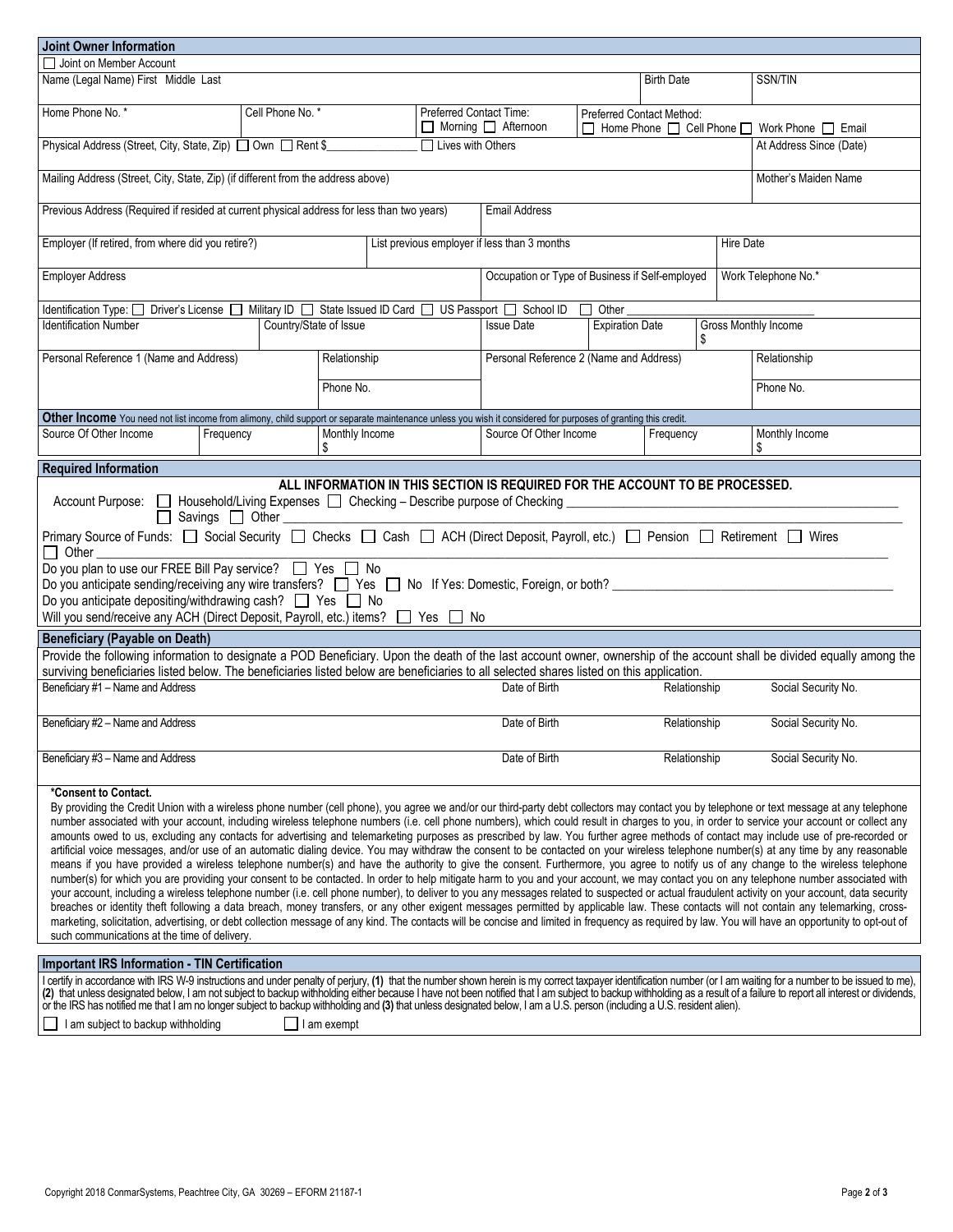## Joint Owner Information

☐ Joint on Member Account

| Name (Legal Name) First Middle Last | | | Birth Date | SSN/TIN |
|---|---|---|---|---|
| Home Phone No. * | Cell Phone No. * | Preferred Contact Time: ☐ Morning ☐ Afternoon | Preferred Contact Method: ☐ Home Phone ☐ Cell Phone ☐ Work Phone ☐ Email | |
| Physical Address (Street, City, State, Zip) ☐ Own ☐ Rent $_______________ | | ☐ Lives with Others | | At Address Since (Date) |
| Mailing Address (Street, City, State, Zip) (if different from the address above) | | | | Mother's Maiden Name |
| Previous Address (Required if resided at current physical address for less than two years) | | Email Address | | |
| Employer (If retired, from where did you retire?) | List previous employer if less than 3 months | | | Hire Date |
| Employer Address | | Occupation or Type of Business if Self-employed | | Work Telephone No.* |

Identification Type: ☐ Driver's License ☐ Military ID ☐ State Issued ID Card ☐ US Passport ☐ School ID ☐ Other ____________________

| Identification Number | Country/State of Issue | Issue Date | Expiration Date | Gross Monthly Income $ |
|---|---|---|---|---|
| Personal Reference 1 (Name and Address) | Relationship | Personal Reference 2 (Name and Address) | | Relationship |
| | Phone No. | | | Phone No. |

**Other Income** You need not list income from alimony, child support or separate maintenance unless you wish it considered for purposes of granting this credit.

| Source Of Other Income | Frequency | Monthly Income | Source Of Other Income | Frequency | Monthly Income |
|---|---|---|---|---|---|
| | | $ | | | $ |

## Required Information

**ALL INFORMATION IN THIS SECTION IS REQUIRED FOR THE ACCOUNT TO BE PROCESSED.**

Account Purpose: ☐ Household/Living Expenses ☐ Checking – Describe purpose of Checking ____________________
☐ Savings ☐ Other ____________________

Primary Source of Funds: ☐ Social Security ☐ Checks ☐ Cash ☐ ACH (Direct Deposit, Payroll, etc.) ☐ Pension ☐ Retirement ☐ Wires
☐ Other ____________________

Do you plan to use our FREE Bill Pay service? ☐ Yes ☐ No

Do you anticipate sending/receiving any wire transfers? ☐ Yes ☐ No If Yes: Domestic, Foreign, or both? ____________________

Do you anticipate depositing/withdrawing cash? ☐ Yes ☐ No

Will you send/receive any ACH (Direct Deposit, Payroll, etc.) items? ☐ Yes ☐ No

## Beneficiary (Payable on Death)

Provide the following information to designate a POD Beneficiary. Upon the death of the last account owner, ownership of the account shall be divided equally among the surviving beneficiaries listed below. The beneficiaries listed below are beneficiaries to all selected shares listed on this application.

| Beneficiary #1 – Name and Address | Date of Birth | Relationship | Social Security No. |
|---|---|---|---|
| Beneficiary #2 – Name and Address | Date of Birth | Relationship | Social Security No. |
| Beneficiary #3 – Name and Address | Date of Birth | Relationship | Social Security No. |

**\*Consent to Contact.**

By providing the Credit Union with a wireless phone number (cell phone), you agree we and/or our third-party debt collectors may contact you by telephone or text message at any telephone number associated with your account, including wireless telephone numbers (i.e. cell phone numbers), which could result in charges to you, in order to service your account or collect any amounts owed to us, excluding any contacts for advertising and telemarketing purposes as prescribed by law. You further agree methods of contact may include use of pre-recorded or artificial voice messages, and/or use of an automatic dialing device. You may withdraw the consent to be contacted on your wireless telephone number(s) at any time by any reasonable means if you have provided a wireless telephone number(s) and have the authority to give the consent. Furthermore, you agree to notify us of any change to the wireless telephone number(s) for which you are providing your consent to be contacted. In order to help mitigate harm to you and your account, we may contact you on any telephone number associated with your account, including a wireless telephone number (i.e. cell phone number), to deliver to you any messages related to suspected or actual fraudulent activity on your account, data security breaches or identity theft following a data breach, money transfers, or any other exigent messages permitted by applicable law. These contacts will not contain any telemarketing, cross-marketing, solicitation, advertising, or debt collection message of any kind. The contacts will be concise and limited in frequency as required by law. You will have an opportunity to opt-out of such communications at the time of delivery.

## Important IRS Information - TIN Certification

I certify in accordance with IRS W-9 instructions and under penalty of perjury, **(1)** that the number shown herein is my correct taxpayer identification number (or I am waiting for a number to be issued to me), **(2)** that unless designated below, I am not subject to backup withholding either because I have not been notified that I am subject to backup withholding as a result of a failure to report all interest or dividends, or the IRS has notified me that I am no longer subject to backup withholding and **(3)** that unless designated below, I am a U.S. person (including a U.S. resident alien).

☐ I am subject to backup withholding ☐ I am exempt

Copyright 2018 ConmarSystems, Peachtree City, GA 30269 – EFORM 21187-1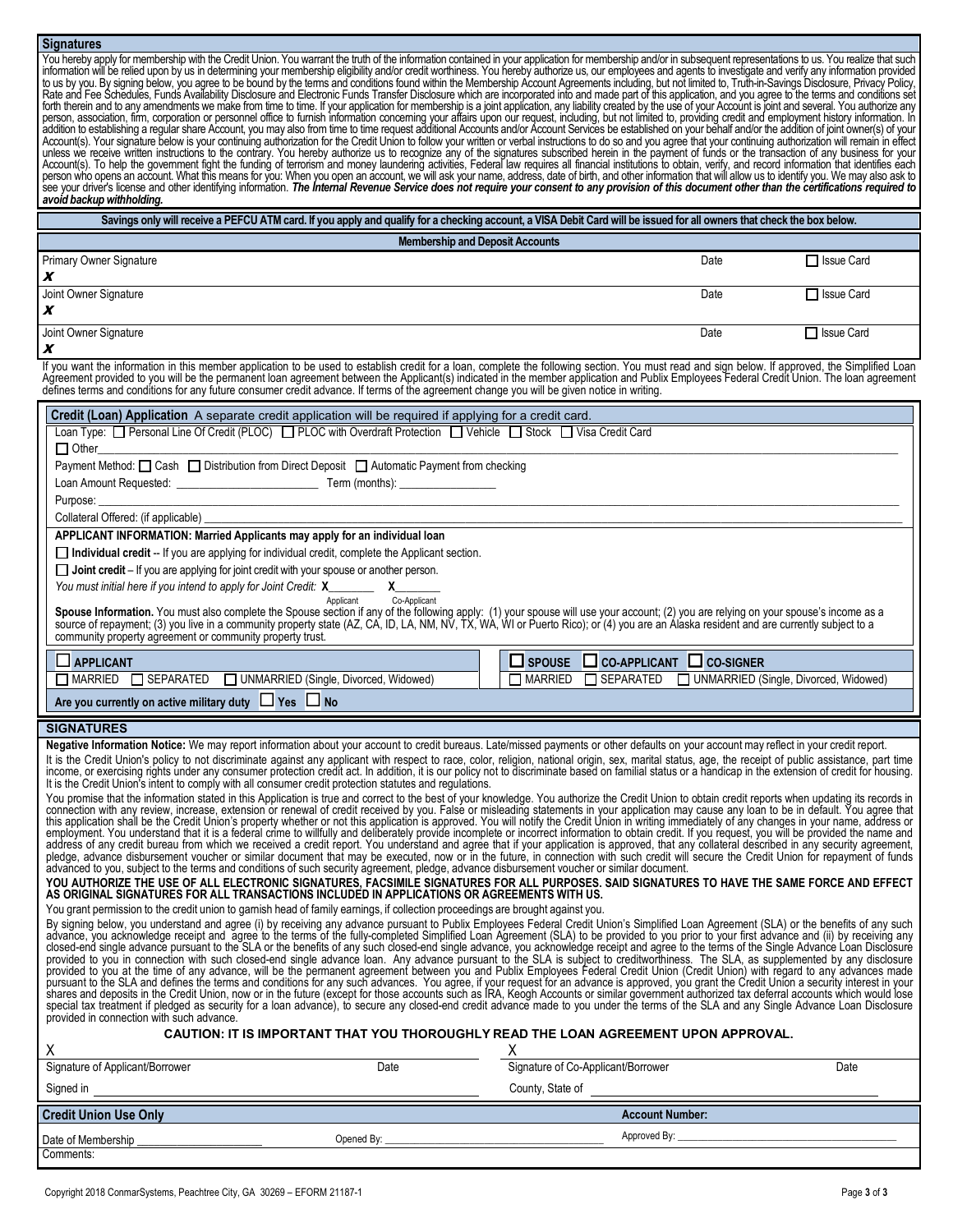## Signatures

You hereby apply for membership with the Credit Union. You warrant the truth of the information contained in your application for membership and/or in subsequent representations to us. You realize that such information will be relied upon by us in determining your membership eligibility and/or credit worthiness. You hereby authorize us, our employees and agents to investigate and verify any information provided to us by you. By signing below, you agree to be bound by the terms and conditions found within the Membership Account Agreements including, but not limited to, Truth-in-Savings Disclosure, Privacy Policy, Rate and Fee Schedules, Funds Availability Disclosure and Electronic Funds Transfer Disclosure which are incorporated into and made part of this application, and you agree to the terms and conditions set forth therein and to any amendments we make from time to time. If your application for membership is a joint application, any liability created by the use of your Account is joint and several. You authorize any person, association, firm, corporation or personnel office to furnish information concerning your affairs upon our request, including, but not limited to, providing credit and employment history information. In addition to establishing a regular share Account, you may also from time to time request additional Accounts and/or Account Services be established on your behalf and/or the addition of joint owner(s) of your Account(s). Your signature below is your continuing authorization for the Credit Union to follow your written or verbal instructions to do so and you agree that your continuing authorization will remain in effect unless we receive written instructions to the contrary. You hereby authorize us to recognize any of the signatures subscribed herein in the payment of funds or the transaction of any business for your Account(s). To help the government fight the funding of terrorism and money laundering activities, Federal law requires all financial institutions to obtain, verify, and record information that identifies each person who opens an account. What this means for you: When you open an account, we will ask your name, address, date of birth, and other information that will allow us to identify you. We may also ask to see your driver's license and other identifying information. ***The Internal Revenue Service does not require your consent to any provision of this document other than the certifications required to avoid backup withholding.***

**Savings only will receive a PEFCU ATM card. If you apply and qualify for a checking account, a VISA Debit Card will be issued for all owners that check the box below.**

**Membership and Deposit Accounts**

| | | |
|---|---|---|
| Primary Owner Signature<br>*X* | Date | ☐ Issue Card |
| Joint Owner Signature<br>*X* | Date | ☐ Issue Card |
| Joint Owner Signature<br>*X* | Date | ☐ Issue Card |

If you want the information in this member application to be used to establish credit for a loan, complete the following section. You must read and sign below. If approved, the Simplified Loan Agreement provided to you will be the permanent loan agreement between the Applicant(s) indicated in the member application and Publix Employees Federal Credit Union. The loan agreement defines terms and conditions for any future consumer credit advance. If terms of the agreement change you will be given notice in writing.

### Credit (Loan) Application
A separate credit application will be required if applying for a credit card.

Loan Type: ☐ Personal Line Of Credit (PLOC) ☐ PLOC with Overdraft Protection ☐ Vehicle ☐ Stock ☐ Visa Credit Card

☐ Other________________________________________

Payment Method: ☐ Cash ☐ Distribution from Direct Deposit ☐ Automatic Payment from checking

Loan Amount Requested: ______________________ Term (months): _______________

Purpose: ________________________________________

Collateral Offered: (if applicable) ________________________________________

**APPLICANT INFORMATION: Married Applicants may apply for an individual loan**

☐ **Individual credit** -- If you are applying for individual credit, complete the Applicant section.

☐ **Joint credit** – If you are applying for joint credit with your spouse or another person.

*You must initial here if you intend to apply for Joint Credit:* **X**_______ (Applicant) **X**_______ (Co-Applicant)

**Spouse Information.** You must also complete the Spouse section if any of the following apply: (1) your spouse will use your account; (2) you are relying on your spouse's income as a source of repayment; (3) you live in a community property state (AZ, CA, ID, LA, NM, NV, TX, WA, WI or Puerto Rico); or (4) you are an Alaska resident and are currently subject to a community property agreement or community property trust.

| | |
|---|---|
| ☐ **APPLICANT** | ☐ **SPOUSE** ☐ **CO-APPLICANT** ☐ **CO-SIGNER** |
| ☐ MARRIED ☐ SEPARATED ☐ UNMARRIED (Single, Divorced, Widowed) | ☐ MARRIED ☐ SEPARATED ☐ UNMARRIED (Single, Divorced, Widowed) |

**Are you currently on active military duty** ☐ **Yes** ☐ **No**

## SIGNATURES

**Negative Information Notice:** We may report information about your account to credit bureaus. Late/missed payments or other defaults on your account may reflect in your credit report.

It is the Credit Union's policy to not discriminate against any applicant with respect to race, color, religion, national origin, sex, marital status, age, the receipt of public assistance, part time income, or exercising rights under any consumer protection credit act. In addition, it is our policy not to discriminate based on familial status or a handicap in the extension of credit for housing. It is the Credit Union's intent to comply with all consumer credit protection statutes and regulations.

You promise that the information stated in this Application is true and correct to the best of your knowledge. You authorize the Credit Union to obtain credit reports when updating its records in connection with any review, increase, extension or renewal of credit received by you. False or misleading statements in your application may cause any loan to be in default. You agree that this application shall be the Credit Union's property whether or not this application is approved. You will notify the Credit Union in writing immediately of any changes in your name, address or employment. You understand that it is a federal crime to willfully and deliberately provide incomplete or incorrect information to obtain credit. If you request, you will be provided the name and address of any credit bureau from which we received a credit report. You understand and agree that if your application is approved, that any collateral described in any security agreement, pledge, advance disbursement voucher or similar document that may be executed, now or in the future, in connection with such credit will secure the Credit Union for repayment of funds advanced to you, subject to the terms and conditions of such security agreement, pledge, advance disbursement voucher or similar document.

**YOU AUTHORIZE THE USE OF ALL ELECTRONIC SIGNATURES, FACSIMILE SIGNATURES FOR ALL PURPOSES. SAID SIGNATURES TO HAVE THE SAME FORCE AND EFFECT AS ORIGINAL SIGNATURES FOR ALL TRANSACTIONS INCLUDED IN APPLICATIONS OR AGREEMENTS WITH US.**

You grant permission to the credit union to garnish head of family earnings, if collection proceedings are brought against you.

By signing below, you understand and agree (i) by receiving any advance pursuant to Publix Employees Federal Credit Union's Simplified Loan Agreement (SLA) or the benefits of any such advance, you acknowledge receipt and agree to the terms of the fully-completed Simplified Loan Agreement (SLA) to be provided to you prior to your first advance and (ii) by receiving any closed-end single advance pursuant to the SLA or the benefits of any such closed-end single advance, you acknowledge receipt and agree to the terms of the Single Advance Loan Disclosure provided to you in connection with such closed-end single advance loan. Any advance pursuant to the SLA is subject to creditworthiness. The SLA, as supplemented by any disclosure provided to you at the time of any advance, will be the permanent agreement between you and Publix Employees Federal Credit Union (Credit Union) with regard to any advances made pursuant to the SLA and defines the terms and conditions for any such advances. You agree, if your request for an advance is approved, you grant the Credit Union a security interest in your shares and deposits in the Credit Union, now or in the future (except for those accounts such as IRA, Keogh Accounts or similar government authorized tax deferral accounts which would lose special tax treatment if pledged as security for a loan advance), to secure any closed-end credit advance made to you under the terms of the SLA and any Single Advance Loan Disclosure provided in connection with such advance.

**CAUTION: IT IS IMPORTANT THAT YOU THOROUGHLY READ THE LOAN AGREEMENT UPON APPROVAL.**

| | | | |
|---|---|---|---|
| X | | X | |
| Signature of Applicant/Borrower | Date | Signature of Co-Applicant/Borrower | Date |
| Signed in ______________________ | | County, State of ______________________ | |

### Credit Union Use Only

**Account Number:**

Date of Membership ____________________ Opened By: ______________________ Approved By: ______________________

Comments:

Copyright 2018 ConmarSystems, Peachtree City, GA 30269 – EFORM 21187-1